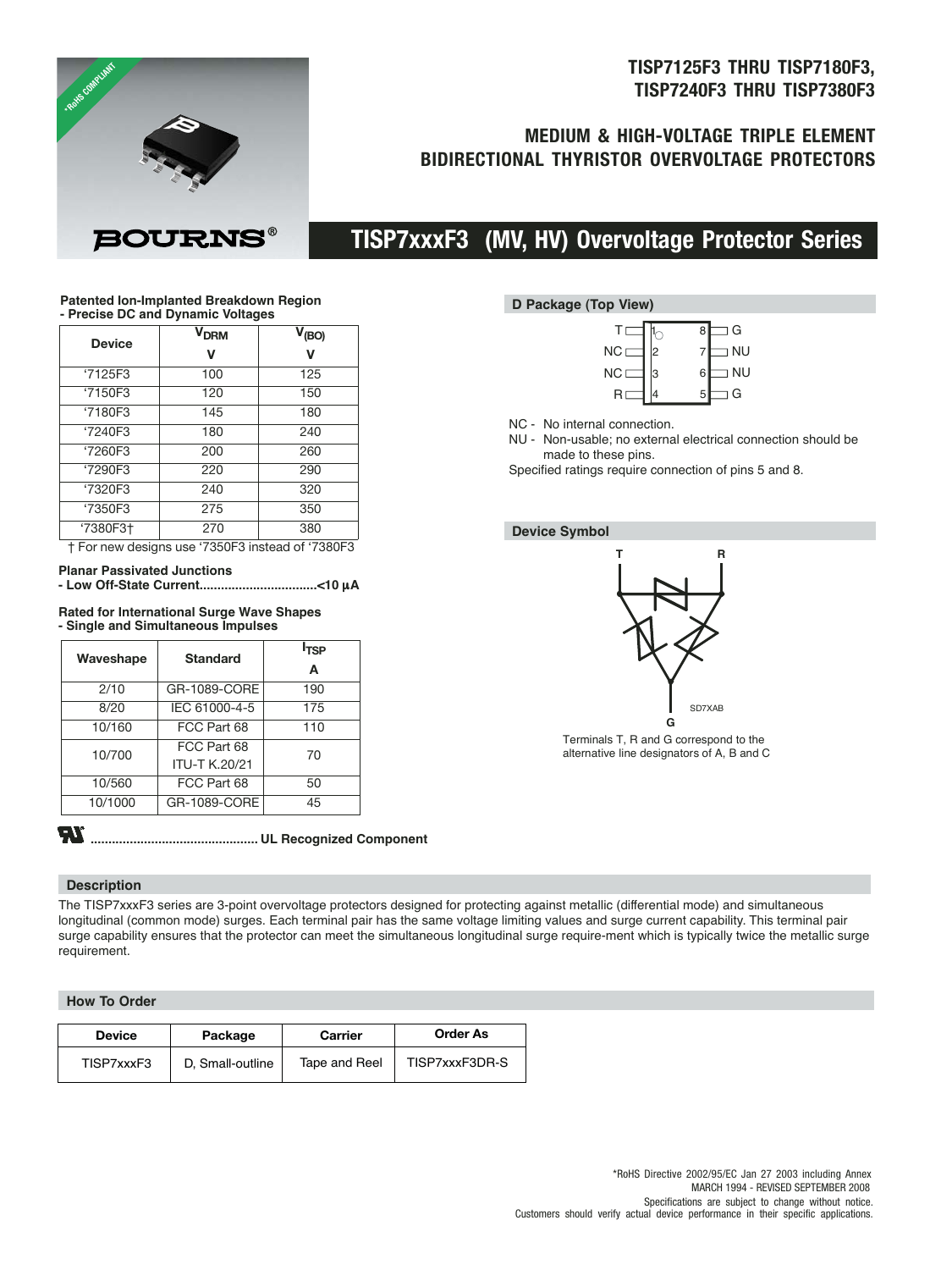# TISP7125F3 THRU TISP7180F3, TISP7240F3 THRU TISP7380F3

## MEDIUM & HIGH-VOLTAGE TRIPLE ELEMENT BIDIRECTIONAL THYRISTOR OVERVOLTAGE PROTECTORS

## TISP7xxxF3 (MV, HV) Overvoltage Protector Series

**Patented Ion-Implanted Breakdown Region**
**- Precise DC and Dynamic Voltages**

| Device | $V_{DRM}$ V | $V_{(BO)}$ V |
|---|---|---|
| '7125F3 | 100 | 125 |
| '7150F3 | 120 | 150 |
| '7180F3 | 145 | 180 |
| '7240F3 | 180 | 240 |
| '7260F3 | 200 | 260 |
| '7290F3 | 220 | 290 |
| '7320F3 | 240 | 320 |
| '7350F3 | 275 | 350 |
| '7380F3† | 270 | 380 |

† For new designs use '7350F3 instead of '7380F3

**Planar Passivated Junctions**
**- Low Off-State Current.................................<10 µA**

**Rated for International Surge Wave Shapes**
**- Single and Simultaneous Impulses**

| Waveshape | Standard | $I_{TSP}$ A |
|---|---|---|
| 2/10 | GR-1089-CORE | 190 |
| 8/20 | IEC 61000-4-5 | 175 |
| 10/160 | FCC Part 68 | 110 |
| 10/700 | FCC Part 68 ITU-T K.20/21 | 70 |
| 10/560 | FCC Part 68 | 50 |
| 10/1000 | GR-1089-CORE | 45 |

**.............................................. UL Recognized Component**

### D Package (Top View)

| Pin | Name | Pin | Name |
|---|---|---|---|
| 1 | T | 8 | G |
| 2 | NC | 7 | NU |
| 3 | NC | 6 | NU |
| 4 | R | 5 | G |

NC - No internal connection.
NU - Non-usable; no external electrical connection should be made to these pins.
Specified ratings require connection of pins 5 and 8.

### Device Symbol

T R G

SD7XAB

Terminals T, R and G correspond to the alternative line designators of A, B and C

### Description

The TISP7xxxF3 series are 3-point overvoltage protectors designed for protecting against metallic (differential mode) and simultaneous longitudinal (common mode) surges. Each terminal pair has the same voltage limiting values and surge current capability. This terminal pair surge capability ensures that the protector can meet the simultaneous longitudinal surge require-ment which is typically twice the metallic surge requirement.

### How To Order

| Device | Package | Carrier | Order As |
|---|---|---|---|
| TISP7xxxF3 | D, Small-outline | Tape and Reel | TISP7xxxF3DR-S |

*RoHS Directive 2002/95/EC Jan 27 2003 including Annex
MARCH 1994 - REVISED SEPTEMBER 2008
Specifications are subject to change without notice.
Customers should verify actual device performance in their specific applications.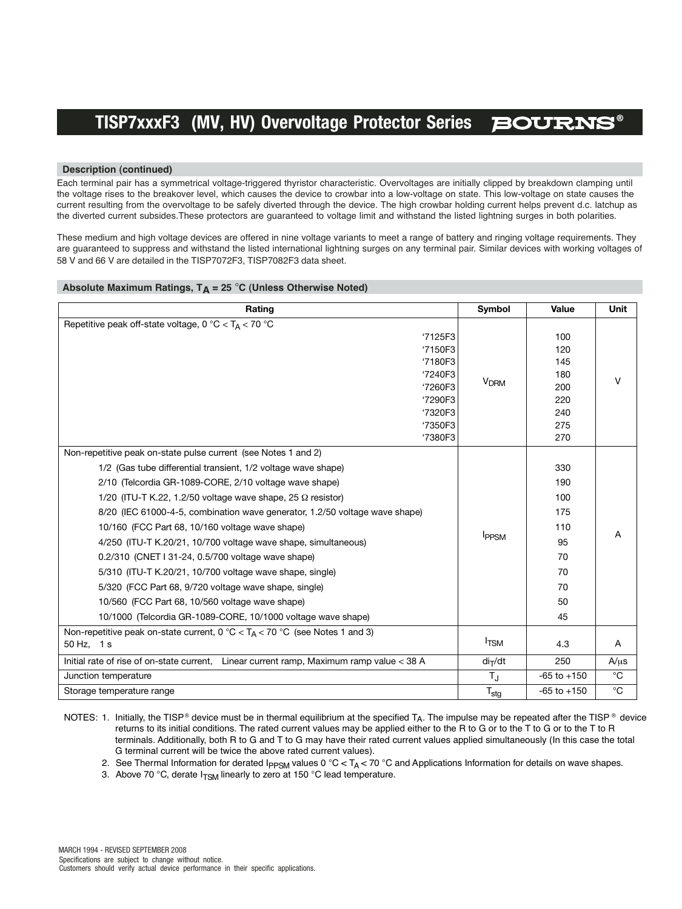### Description (continued)

Each terminal pair has a symmetrical voltage-triggered thyristor characteristic. Overvoltages are initially clipped by breakdown clamping until the voltage rises to the breakover level, which causes the device to crowbar into a low-voltage on state. This low-voltage on state causes the current resulting from the overvoltage to be safely diverted through the device. The high crowbar holding current helps prevent d.c. latchup as the diverted current subsides.These protectors are guaranteed to voltage limit and withstand the listed lightning surges in both polarities.

These medium and high voltage devices are offered in nine voltage variants to meet a range of battery and ringing voltage requirements. They are guaranteed to suppress and withstand the listed international lightning surges on any terminal pair. Similar devices with working voltages of 58 V and 66 V are detailed in the TISP7072F3, TISP7082F3 data sheet.

### Absolute Maximum Ratings, $T_A$ = 25 °C (Unless Otherwise Noted)

| Rating | Symbol | Value | Unit |
|---|---|---|---|
| Repetitive peak off-state voltage, 0 °C < $T_A$ < 70 °C | | | |
| '7125F3 | $V_{DRM}$ | 100 | V |
| '7150F3 | | 120 | |
| '7180F3 | | 145 | |
| '7240F3 | | 180 | |
| '7260F3 | | 200 | |
| '7290F3 | | 220 | |
| '7320F3 | | 240 | |
| '7350F3 | | 275 | |
| '7380F3 | | 270 | |
| Non-repetitive peak on-state pulse current (see Notes 1 and 2) | | | |
| 1/2 (Gas tube differential transient, 1/2 voltage wave shape) | $I_{PPSM}$ | 330 | A |
| 2/10 (Telcordia GR-1089-CORE, 2/10 voltage wave shape) | | 190 | |
| 1/20 (ITU-T K.22, 1.2/50 voltage wave shape, 25 Ω resistor) | | 100 | |
| 8/20 (IEC 61000-4-5, combination wave generator, 1.2/50 voltage wave shape) | | 175 | |
| 10/160 (FCC Part 68, 10/160 voltage wave shape) | | 110 | |
| 4/250 (ITU-T K.20/21, 10/700 voltage wave shape, simultaneous) | | 95 | |
| 0.2/310 (CNET I 31-24, 0.5/700 voltage wave shape) | | 70 | |
| 5/310 (ITU-T K.20/21, 10/700 voltage wave shape, single) | | 70 | |
| 5/320 (FCC Part 68, 9/720 voltage wave shape, single) | | 70 | |
| 10/560 (FCC Part 68, 10/560 voltage wave shape) | | 50 | |
| 10/1000 (Telcordia GR-1089-CORE, 10/1000 voltage wave shape) | | 45 | |
| Non-repetitive peak on-state current, 0 °C < $T_A$ < 70 °C (see Notes 1 and 3) 50 Hz, 1 s | $I_{TSM}$ | 4.3 | A |
| Initial rate of rise of on-state current, Linear current ramp, Maximum ramp value < 38 A | $di_T/dt$ | 250 | A/μs |
| Junction temperature | $T_J$ | -65 to +150 | °C |
| Storage temperature range | $T_{stg}$ | -65 to +150 | °C |

NOTES:
1. Initially, the TISP® device must be in thermal equilibrium at the specified $T_A$. The impulse may be repeated after the TISP® device returns to its initial conditions. The rated current values may be applied either to the R to G or to the T to G or to the T to R terminals. Additionally, both R to G and T to G may have their rated current values applied simultaneously (In this case the total G terminal current will be twice the above rated current values).
2. See Thermal Information for derated $I_{PPSM}$ values 0 °C < $T_A$ < 70 °C and Applications Information for details on wave shapes.
3. Above 70 °C, derate $I_{TSM}$ linearly to zero at 150 °C lead temperature.

MARCH 1994 - REVISED SEPTEMBER 2008
Specifications are subject to change without notice.
Customers should verify actual device performance in their specific applications.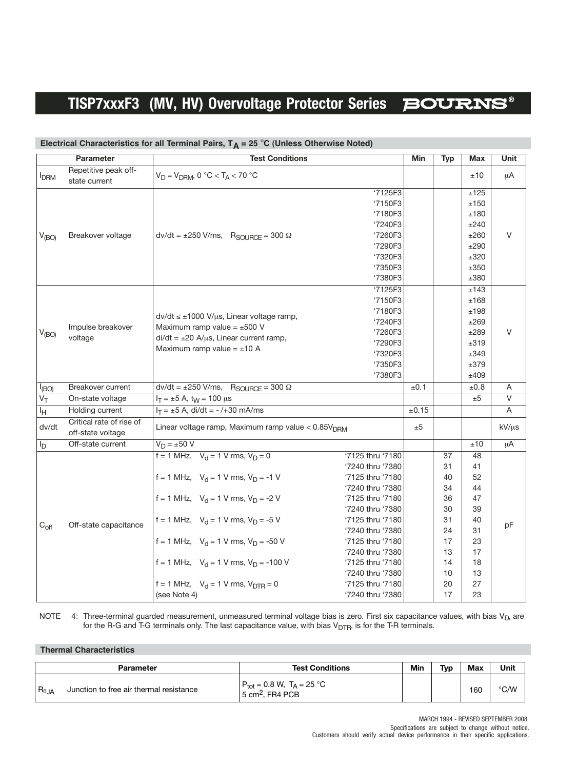## Electrical Characteristics for all Terminal Pairs, $T_A$ = 25 °C (Unless Otherwise Noted)

| | Parameter | Test Conditions | | Min | Typ | Max | Unit |
|---|---|---|---|---|---|---|---|
| $I_{DRM}$ | Repetitive peak off-state current | $V_D = V_{DRM}$, 0 °C < $T_A$ < 70 °C | | | | ±10 | µA |
| $V_{(BO)}$ | Breakover voltage | dv/dt = ±250 V/ms, $R_{SOURCE}$ = 300 Ω | '7125F3 | | | ±125 | V |
| | | | '7150F3 | | | ±150 | |
| | | | '7180F3 | | | ±180 | |
| | | | '7240F3 | | | ±240 | |
| | | | '7260F3 | | | ±260 | |
| | | | '7290F3 | | | ±290 | |
| | | | '7320F3 | | | ±320 | |
| | | | '7350F3 | | | ±350 | |
| | | | '7380F3 | | | ±380 | |
| $V_{(BO)}$ | Impulse breakover voltage | dv/dt ≤ ±1000 V/µs, Linear voltage ramp, Maximum ramp value = ±500 V; di/dt = ±20 A/µs, Linear current ramp, Maximum ramp value = ±10 A | '7125F3 | | | ±143 | V |
| | | | '7150F3 | | | ±168 | |
| | | | '7180F3 | | | ±198 | |
| | | | '7240F3 | | | ±269 | |
| | | | '7260F3 | | | ±289 | |
| | | | '7290F3 | | | ±319 | |
| | | | '7320F3 | | | ±349 | |
| | | | '7350F3 | | | ±379 | |
| | | | '7380F3 | | | ±409 | |
| $I_{(BO)}$ | Breakover current | dv/dt = ±250 V/ms, $R_{SOURCE}$ = 300 Ω | | ±0.1 | | ±0.8 | A |
| $V_T$ | On-state voltage | $I_T$ = ±5 A, $t_W$ = 100 µs | | | | ±5 | V |
| $I_H$ | Holding current | $I_T$ = ±5 A, di/dt = -/+30 mA/ms | | ±0.15 | | | A |
| dv/dt | Critical rate of rise of off-state voltage | Linear voltage ramp, Maximum ramp value < 0.85$V_{DRM}$ | | ±5 | | | kV/µs |
| $I_D$ | Off-state current | $V_D$ = ±50 V | | | | ±10 | µA |
| $C_{off}$ | Off-state capacitance | f = 1 MHz, $V_d$ = 1 V rms, $V_D$ = 0 | '7125 thru '7180 | | 37 | 48 | pF |
| | | | '7240 thru '7380 | | 31 | 41 | |
| | | f = 1 MHz, $V_d$ = 1 V rms, $V_D$ = -1 V | '7125 thru '7180 | | 40 | 52 | |
| | | | '7240 thru '7380 | | 34 | 44 | |
| | | f = 1 MHz, $V_d$ = 1 V rms, $V_D$ = -2 V | '7125 thru '7180 | | 36 | 47 | |
| | | | '7240 thru '7380 | | 30 | 39 | |
| | | f = 1 MHz, $V_d$ = 1 V rms, $V_D$ = -5 V | '7125 thru '7180 | | 31 | 40 | |
| | | | '7240 thru '7380 | | 24 | 31 | |
| | | f = 1 MHz, $V_d$ = 1 V rms, $V_D$ = -50 V | '7125 thru '7180 | | 17 | 23 | |
| | | | '7240 thru '7380 | | 13 | 17 | |
| | | f = 1 MHz, $V_d$ = 1 V rms, $V_D$ = -100 V | '7125 thru '7180 | | 14 | 18 | |
| | | | '7240 thru '7380 | | 10 | 13 | |
| | | f = 1 MHz, $V_d$ = 1 V rms, $V_{DTR}$ = 0 (see Note 4) | '7125 thru '7180 | | 20 | 27 | |
| | | | '7240 thru '7380 | | 17 | 23 | |

NOTE 4: Three-terminal guarded measurement, unmeasured terminal voltage bias is zero. First six capacitance values, with bias $V_D$, are for the R-G and T-G terminals only. The last capacitance value, with bias $V_{DTR}$, is for the T-R terminals.

## Thermal Characteristics

| | Parameter | Test Conditions | Min | Typ | Max | Unit |
|---|---|---|---|---|---|---|
| $R_{\theta JA}$ | Junction to free air thermal resistance | $P_{tot}$ = 0.8 W, $T_A$ = 25 °C 5 $cm^2$, FR4 PCB | | | 160 | °C/W |

MARCH 1994 - REVISED SEPTEMBER 2008

Specifications are subject to change without notice.
Customers should verify actual device performance in their specific applications.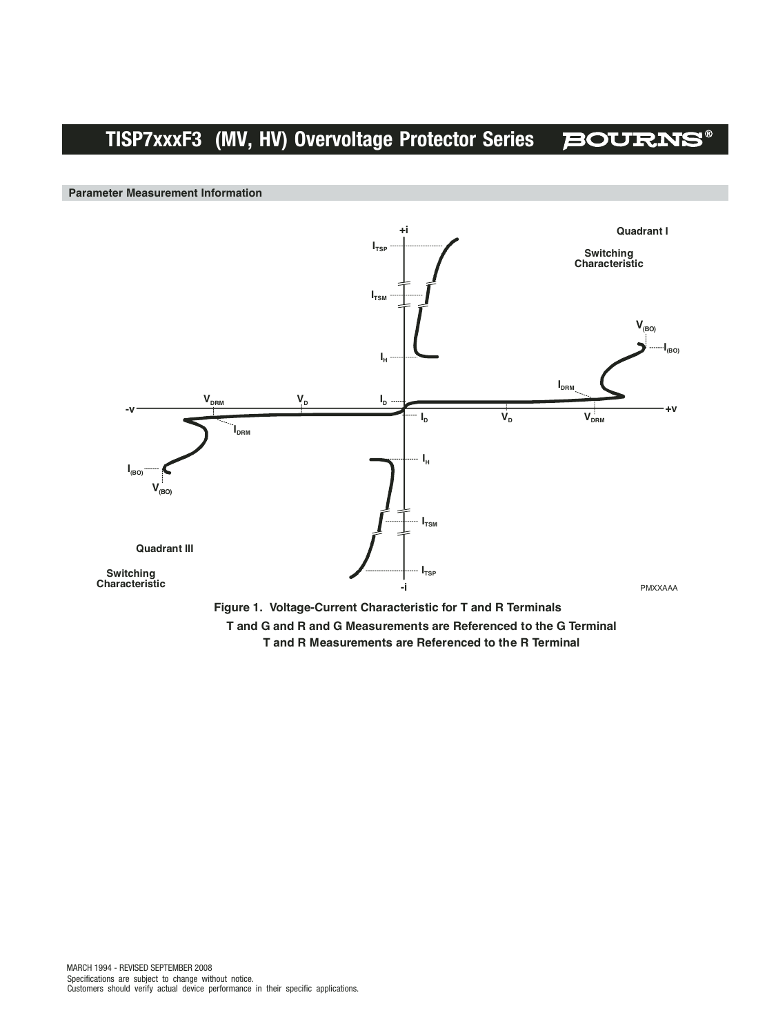## Parameter Measurement Information

**Figure 1. Voltage-Current Characteristic for T and R Terminals**
**T and G and R and G Measurements are Referenced to the G Terminal**
**T and R Measurements are Referenced to the R Terminal**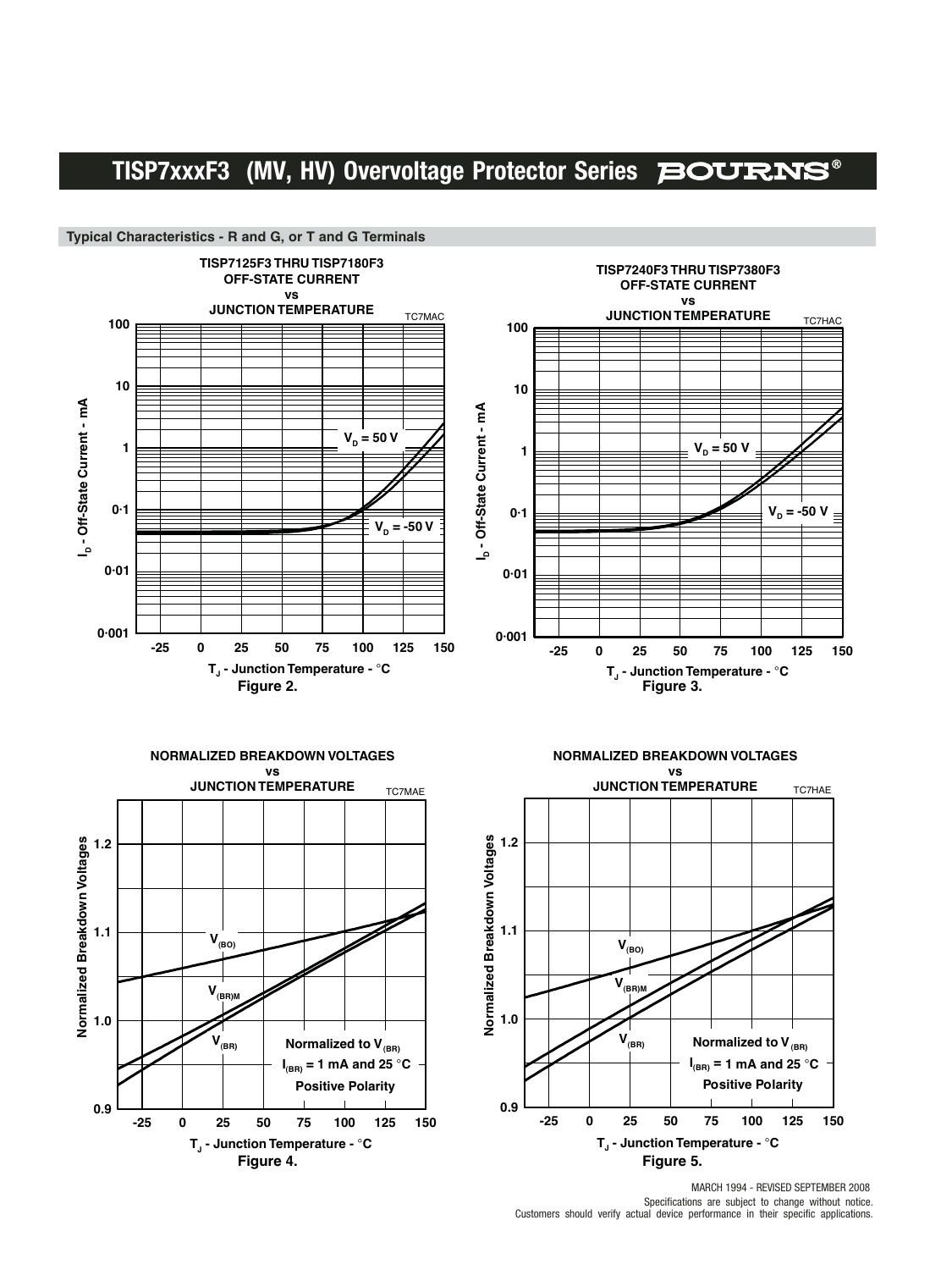## Typical Characteristics - R and G, or T and G Terminals

**TISP7125F3 THRU TISP7180F3 OFF-STATE CURRENT vs JUNCTION TEMPERATURE**

TC7MAC

$I_D$ - Off-State Current - mA

$V_D$ = 50 V

$V_D$ = -50 V

$T_J$ - Junction Temperature - °C

**Figure 2.**

**TISP7240F3 THRU TISP7380F3 OFF-STATE CURRENT vs JUNCTION TEMPERATURE**

TC7HAC

$I_D$ - Off-State Current - mA

$V_D$ = 50 V

$V_D$ = -50 V

$T_J$ - Junction Temperature - °C

**Figure 3.**

**NORMALIZED BREAKDOWN VOLTAGES vs JUNCTION TEMPERATURE**

TC7MAE

Normalized Breakdown Voltages

$V_{(BO)}$

$V_{(BR)M}$

$V_{(BR)}$

Normalized to $V_{(BR)}$

$I_{(BR)}$ = 1 mA and 25 °C

Positive Polarity

$T_J$ - Junction Temperature - °C

**Figure 4.**

**NORMALIZED BREAKDOWN VOLTAGES vs JUNCTION TEMPERATURE**

TC7HAE

Normalized Breakdown Voltages

$V_{(BO)}$

$V_{(BR)M}$

$V_{(BR)}$

Normalized to $V_{(BR)}$

$I_{(BR)}$ = 1 mA and 25 °C

Positive Polarity

$T_J$ - Junction Temperature - °C

**Figure 5.**

MARCH 1994 - REVISED SEPTEMBER 2008

Specifications are subject to change without notice.
Customers should verify actual device performance in their specific applications.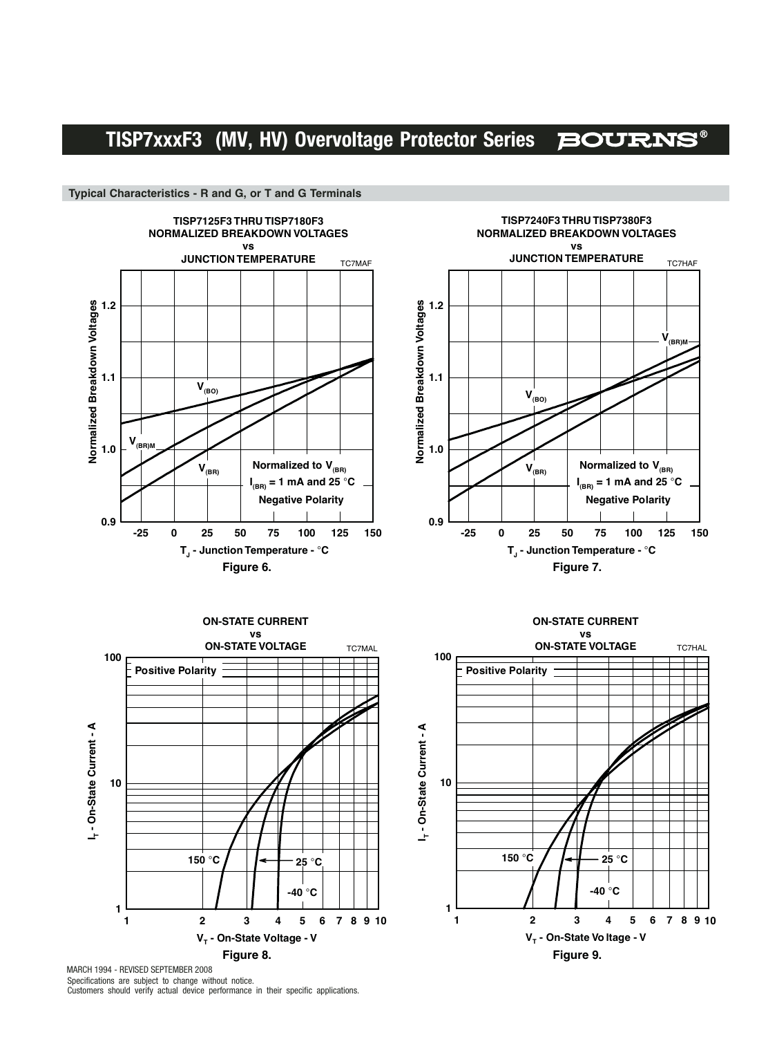## Typical Characteristics - R and G, or T and G Terminals

**TISP7125F3 THRU TISP7180F3**
**NORMALIZED BREAKDOWN VOLTAGES**
**vs**
**JUNCTION TEMPERATURE**

TC7MAF

Normalized Breakdown Voltages

$V_{(BO)}$

$V_{(BR)M}$

$V_{(BR)}$

Normalized to $V_{(BR)}$
$I_{(BR)}$ = 1 mA and 25 °C
Negative Polarity

$T_J$ - Junction Temperature - °C

**Figure 6.**

**TISP7240F3 THRU TISP7380F3**
**NORMALIZED BREAKDOWN VOLTAGES**
**vs**
**JUNCTION TEMPERATURE**

TC7HAF

Normalized Breakdown Voltages

$V_{(BR)M}$

$V_{(BO)}$

$V_{(BR)}$

Normalized to $V_{(BR)}$
$I_{(BR)}$ = 1 mA and 25 °C
Negative Polarity

$T_J$ - Junction Temperature - °C

**Figure 7.**

**ON-STATE CURRENT**
**vs**
**ON-STATE VOLTAGE**

TC7MAL

Positive Polarity

$I_T$ - On-State Current - A

150 °C

25 °C

-40 °C

$V_T$ - On-State Voltage - V

**Figure 8.**

**ON-STATE CURRENT**
**vs**
**ON-STATE VOLTAGE**

TC7HAL

Positive Polarity

$I_T$ - On-State Current - A

150 °C

25 °C

-40 °C

$V_T$ - On-State Voltage - V

**Figure 9.**

MARCH 1994 - REVISED SEPTEMBER 2008
Specifications are subject to change without notice.
Customers should verify actual device performance in their specific applications.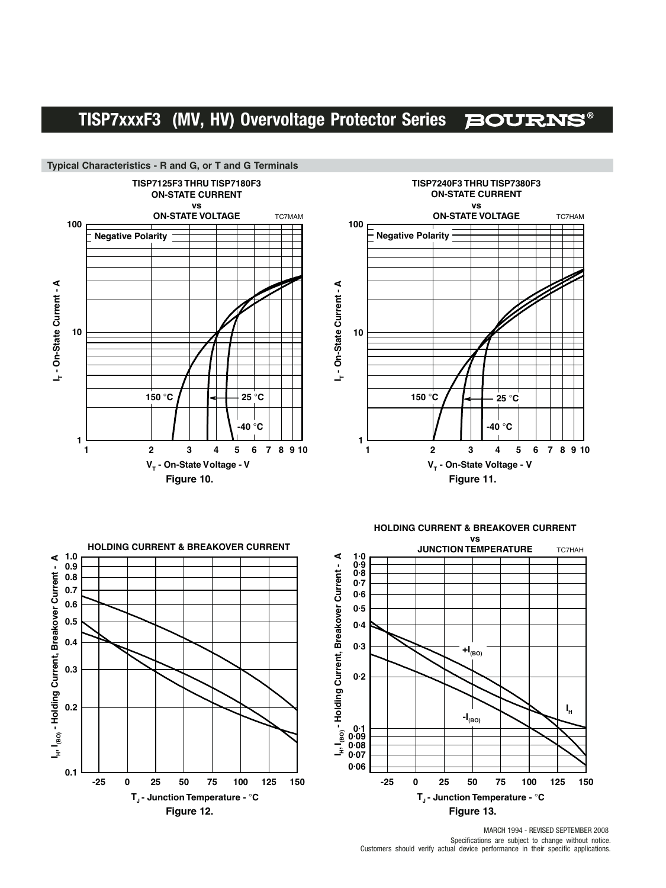## Typical Characteristics - R and G, or T and G Terminals

**TISP7125F3 THRU TISP7180F3 ON-STATE CURRENT vs ON-STATE VOLTAGE** TC7MAM

Negative Polarity

$I_T$ - On-State Current - A

$V_T$ - On-State Voltage - V

150 °C, 25 °C, -40 °C

**Figure 10.**

**TISP7240F3 THRU TISP7380F3 ON-STATE CURRENT vs ON-STATE VOLTAGE** TC7HAM

Negative Polarity

$I_T$ - On-State Current - A

$V_T$ - On-State Voltage - V

150 °C, 25 °C, -40 °C

**Figure 11.**

**HOLDING CURRENT & BREAKOVER CURRENT**

$I_H$, $I_{(BO)}$ - Holding Current, Breakover Current - A

$T_J$ - Junction Temperature - °C

**Figure 12.**

**HOLDING CURRENT & BREAKOVER CURRENT vs JUNCTION TEMPERATURE** TC7HAH

$I_H$, $I_{(BO)}$ - Holding Current, Breakover Current - A

$+I_{(BO)}$, $-I_{(BO)}$, $I_H$

$T_J$ - Junction Temperature - °C

**Figure 13.**

MARCH 1994 - REVISED SEPTEMBER 2008

Specifications are subject to change without notice.
Customers should verify actual device performance in their specific applications.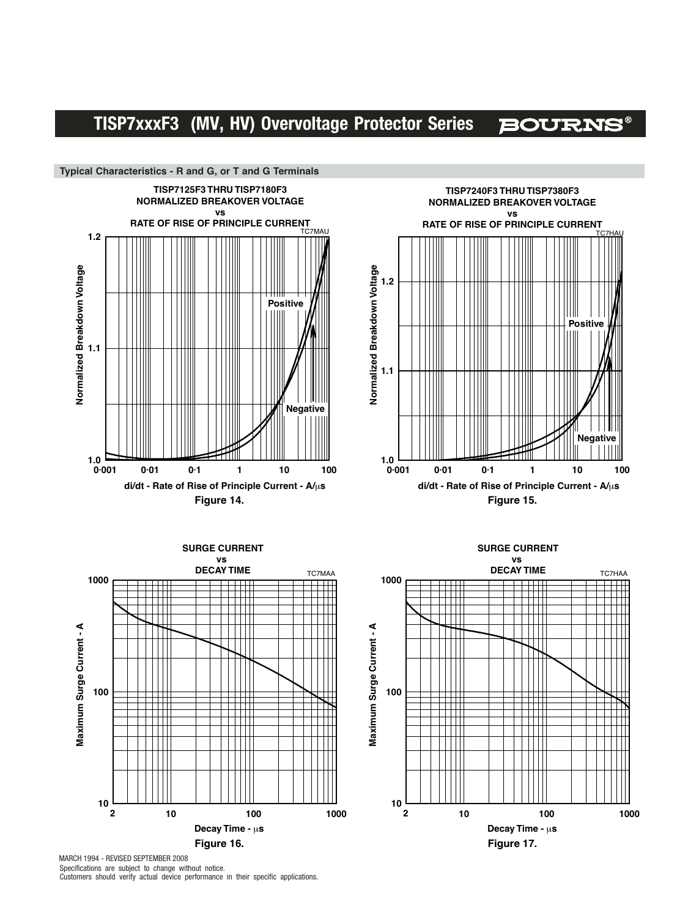## Typical Characteristics - R and G, or T and G Terminals

**TISP7125F3 THRU TISP7180F3**
**NORMALIZED BREAKOVER VOLTAGE**
**vs**
**RATE OF RISE OF PRINCIPLE CURRENT**

Figure 14.

**TISP7240F3 THRU TISP7380F3**
**NORMALIZED BREAKOVER VOLTAGE**
**vs**
**RATE OF RISE OF PRINCIPLE CURRENT**

Figure 15.

**SURGE CURRENT**
**vs**
**DECAY TIME**

Figure 16.

**SURGE CURRENT**
**vs**
**DECAY TIME**

Figure 17.

MARCH 1994 - REVISED SEPTEMBER 2008
Specifications are subject to change without notice.
Customers should verify actual device performance in their specific applications.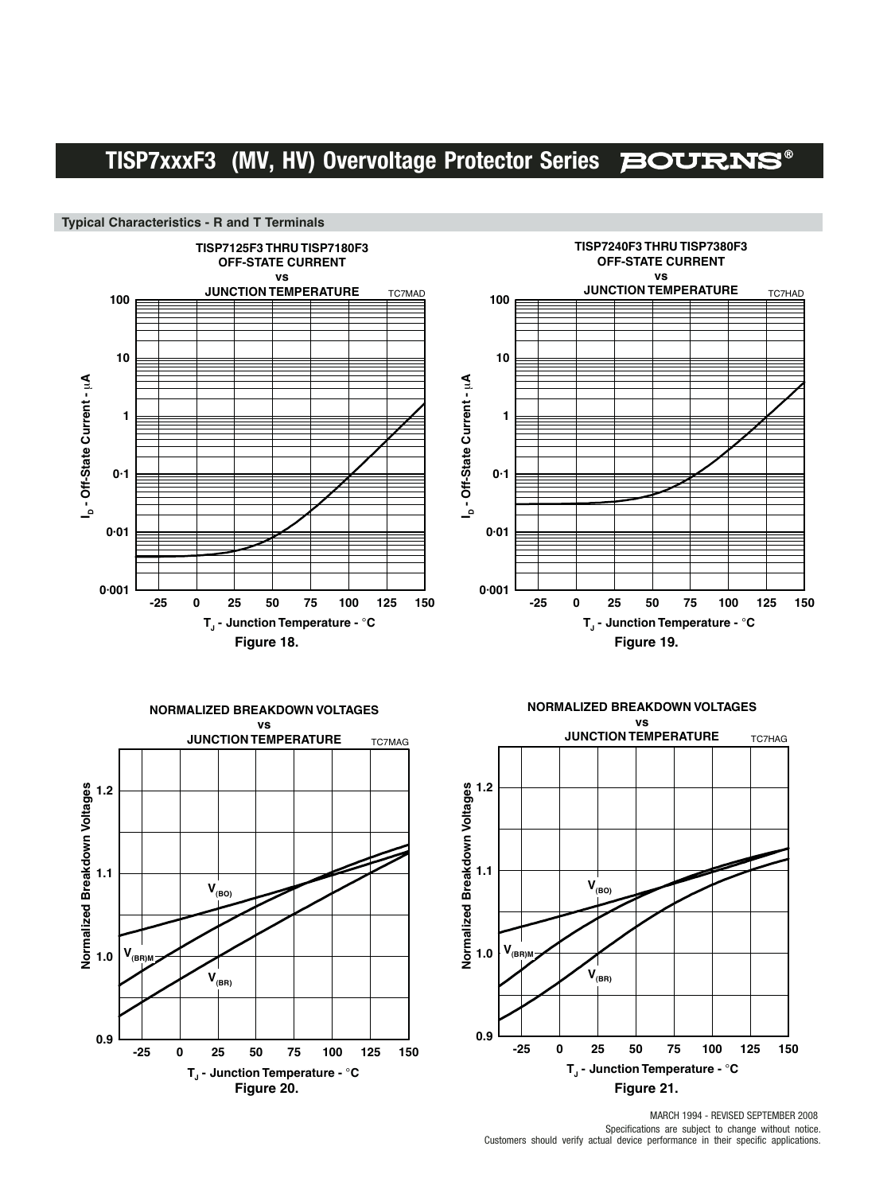## Typical Characteristics - R and T Terminals

**TISP7125F3 THRU TISP7180F3 OFF-STATE CURRENT vs JUNCTION TEMPERATURE** TC7MAD

$I_D$ - Off-State Current - µA

$T_J$ - Junction Temperature - °C

**Figure 18.**

**TISP7240F3 THRU TISP7380F3 OFF-STATE CURRENT vs JUNCTION TEMPERATURE** TC7HAD

$I_D$ - Off-State Current - µA

$T_J$ - Junction Temperature - °C

**Figure 19.**

**NORMALIZED BREAKDOWN VOLTAGES vs JUNCTION TEMPERATURE** TC7MAG

Normalized Breakdown Voltages

$V_{(BO)}$, $V_{(BR)M}$, $V_{(BR)}$

$T_J$ - Junction Temperature - °C

**Figure 20.**

**NORMALIZED BREAKDOWN VOLTAGES vs JUNCTION TEMPERATURE** TC7HAG

Normalized Breakdown Voltages

$V_{(BO)}$, $V_{(BR)M}$, $V_{(BR)}$

$T_J$ - Junction Temperature - °C

**Figure 21.**

MARCH 1994 - REVISED SEPTEMBER 2008

Specifications are subject to change without notice.

Customers should verify actual device performance in their specific applications.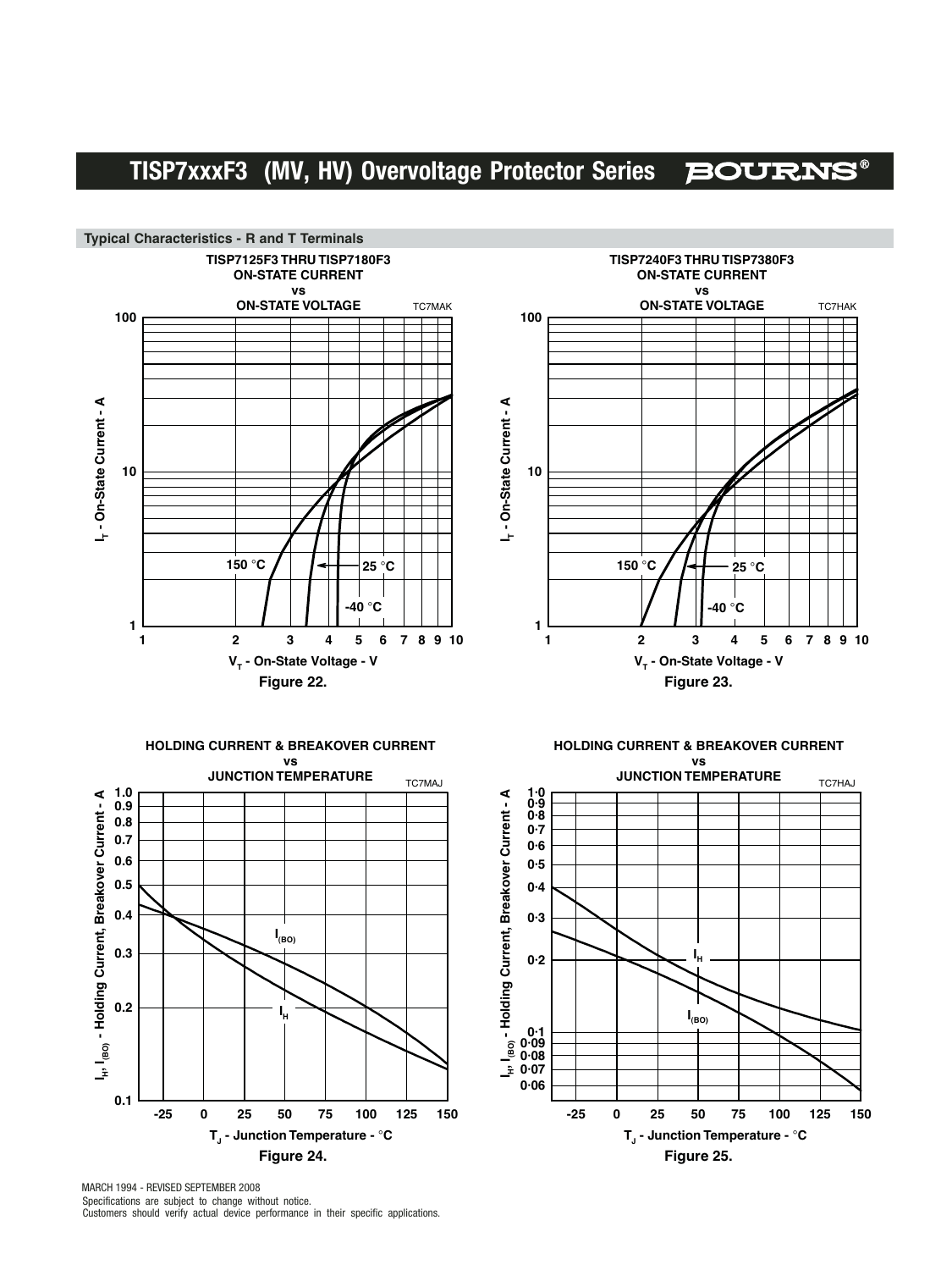## Typical Characteristics - R and T Terminals

**TISP7125F3 THRU TISP7180F3**
**ON-STATE CURRENT vs ON-STATE VOLTAGE**

TC7MAK

$I_T$ - On-State Current - A

$V_T$ - On-State Voltage - V

150 °C, 25 °C, -40 °C

**Figure 22.**

**TISP7240F3 THRU TISP7380F3**
**ON-STATE CURRENT vs ON-STATE VOLTAGE**

TC7HAK

$I_T$ - On-State Current - A

$V_T$ - On-State Voltage - V

150 °C, 25 °C, -40 °C

**Figure 23.**

**HOLDING CURRENT & BREAKOVER CURRENT vs JUNCTION TEMPERATURE**

TC7MAJ

$I_H$, $I_{(BO)}$ - Holding Current, Breakover Current - A

$T_J$ - Junction Temperature - °C

$I_{(BO)}$, $I_H$

**Figure 24.**

**HOLDING CURRENT & BREAKOVER CURRENT vs JUNCTION TEMPERATURE**

TC7HAJ

$I_H$, $I_{(BO)}$ - Holding Current, Breakover Current - A

$T_J$ - Junction Temperature - °C

$I_H$, $I_{(BO)}$

**Figure 25.**

MARCH 1994 - REVISED SEPTEMBER 2008
Specifications are subject to change without notice.
Customers should verify actual device performance in their specific applications.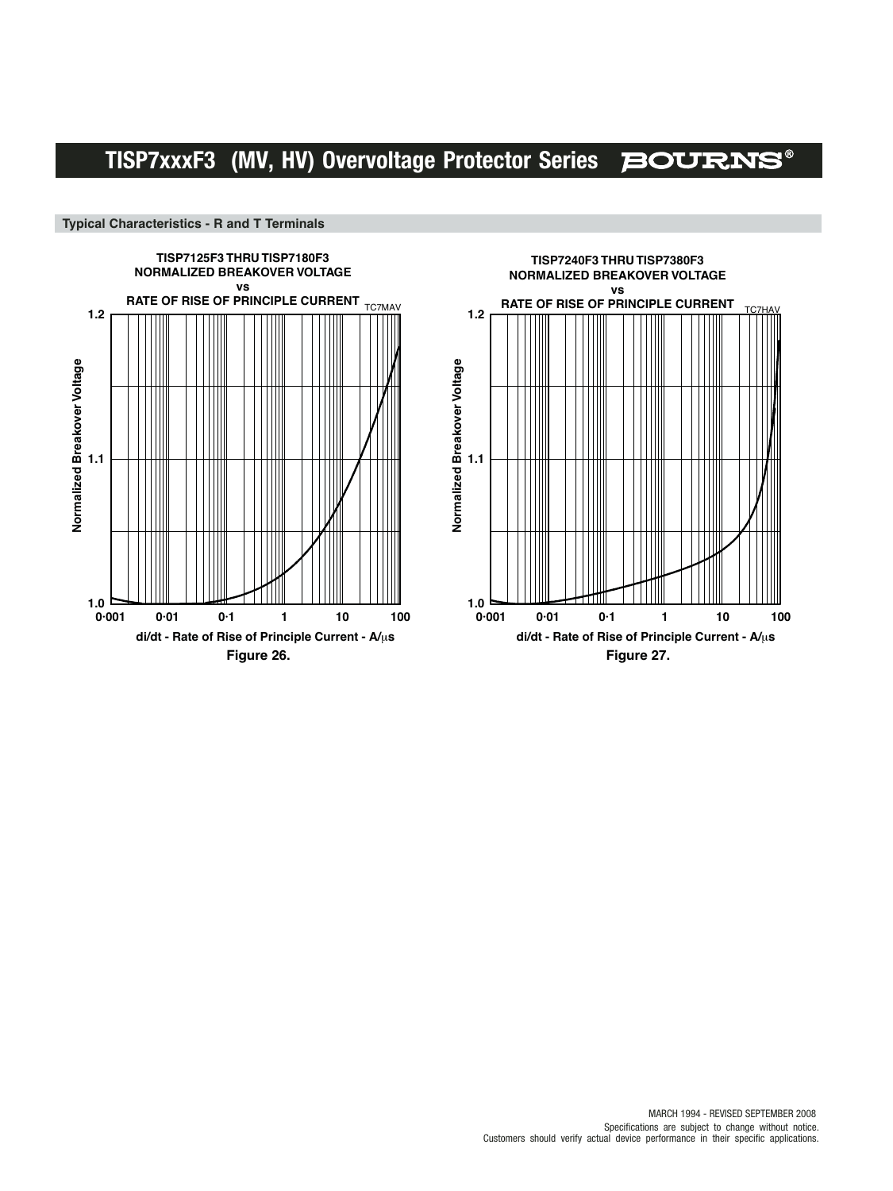## Typical Characteristics - R and T Terminals

**TISP7125F3 THRU TISP7180F3**
**NORMALIZED BREAKOVER VOLTAGE**
**vs**
**RATE OF RISE OF PRINCIPLE CURRENT**

TC7MAV

Normalized Breakover Voltage: 1.0, 1.1, 1.2

di/dt - Rate of Rise of Principle Current - A/μs: 0·001, 0·01, 0·1, 1, 10, 100

**Figure 26.**

**TISP7240F3 THRU TISP7380F3**
**NORMALIZED BREAKOVER VOLTAGE**
**vs**
**RATE OF RISE OF PRINCIPLE CURRENT**

TC7HAV

Normalized Breakover Voltage: 1.0, 1.1, 1.2

di/dt - Rate of Rise of Principle Current - A/μs: 0·001, 0·01, 0·1, 1, 10, 100

**Figure 27.**

MARCH 1994 - REVISED SEPTEMBER 2008
Specifications are subject to change without notice.
Customers should verify actual device performance in their specific applications.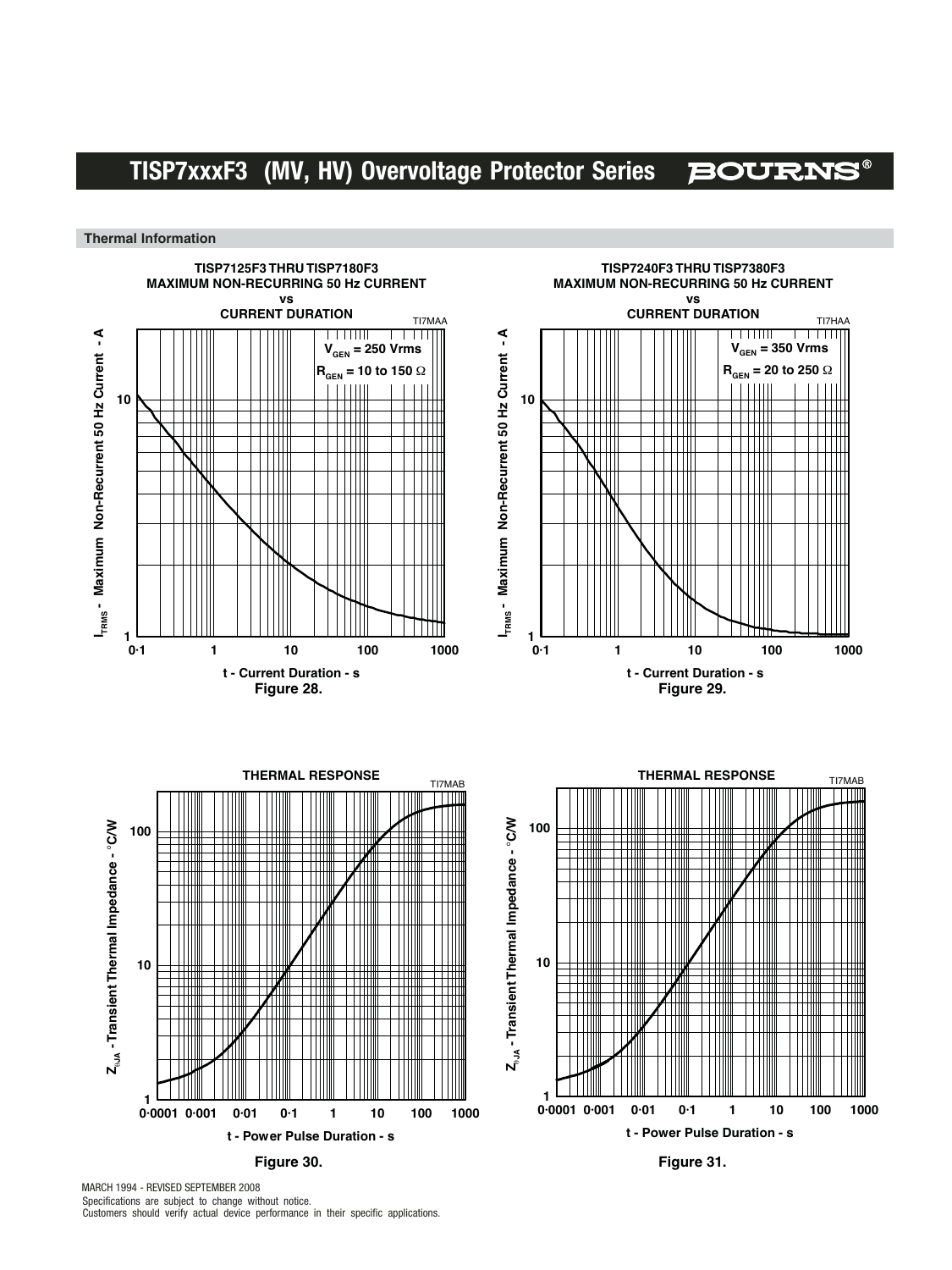## Thermal Information

**TISP7125F3 THRU TISP7180F3**
**MAXIMUM NON-RECURRING 50 Hz CURRENT**
**vs**
**CURRENT DURATION**

TI7MAA

$V_{GEN}$ = 250 Vrms
$R_{GEN}$ = 10 to 150 Ω

$I_{TRMS}$ - Maximum Non-Recurrent 50 Hz Current - A

t - Current Duration - s

**Figure 28.**

**TISP7240F3 THRU TISP7380F3**
**MAXIMUM NON-RECURRING 50 Hz CURRENT**
**vs**
**CURRENT DURATION**

TI7HAA

$V_{GEN}$ = 350 Vrms
$R_{GEN}$ = 20 to 250 Ω

$I_{TRMS}$ - Maximum Non-Recurrent 50 Hz Current - A

t - Current Duration - s

**Figure 29.**

**THERMAL RESPONSE**

TI7MAB

$Z_{\theta JA}$ - Transient Thermal Impedance - °C/W

t - Power Pulse Duration - s

**Figure 30.**

**THERMAL RESPONSE**

TI7MAB

$Z_{\theta JA}$ - Transient Thermal Impedance - °C/W

t - Power Pulse Duration - s

**Figure 31.**

MARCH 1994 - REVISED SEPTEMBER 2008
Specifications are subject to change without notice.
Customers should verify actual device performance in their specific applications.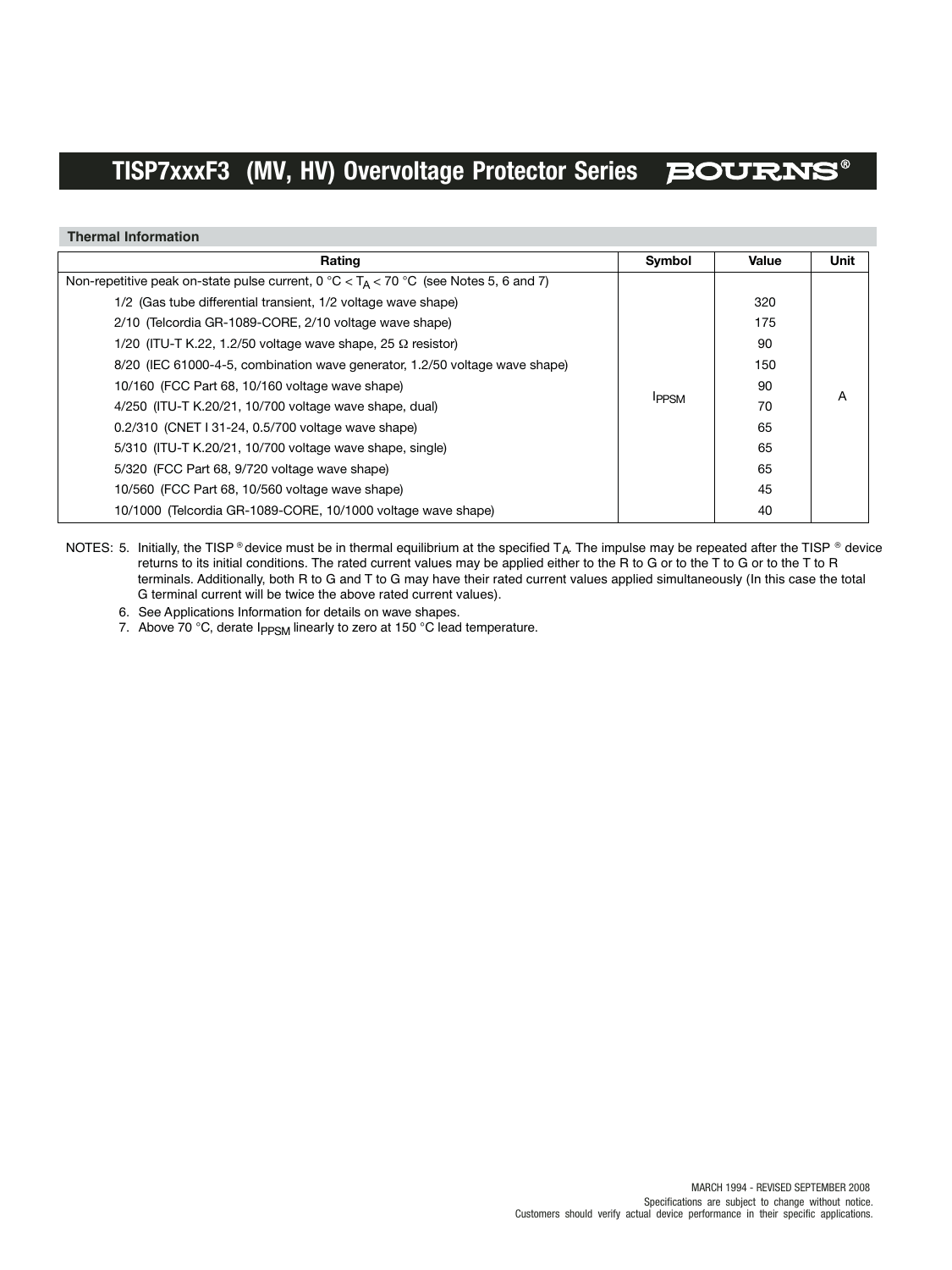### Thermal Information

| Rating | Symbol | Value | Unit |
|---|---|---|---|
| Non-repetitive peak on-state pulse current, 0 °C < $T_A$ < 70 °C (see Notes 5, 6 and 7) | $I_{PPSM}$ | | A |
| 1/2 (Gas tube differential transient, 1/2 voltage wave shape) | | 320 | |
| 2/10 (Telcordia GR-1089-CORE, 2/10 voltage wave shape) | | 175 | |
| 1/20 (ITU-T K.22, 1.2/50 voltage wave shape, 25 Ω resistor) | | 90 | |
| 8/20 (IEC 61000-4-5, combination wave generator, 1.2/50 voltage wave shape) | | 150 | |
| 10/160 (FCC Part 68, 10/160 voltage wave shape) | | 90 | |
| 4/250 (ITU-T K.20/21, 10/700 voltage wave shape, dual) | | 70 | |
| 0.2/310 (CNET I 31-24, 0.5/700 voltage wave shape) | | 65 | |
| 5/310 (ITU-T K.20/21, 10/700 voltage wave shape, single) | | 65 | |
| 5/320 (FCC Part 68, 9/720 voltage wave shape) | | 65 | |
| 10/560 (FCC Part 68, 10/560 voltage wave shape) | | 45 | |
| 10/1000 (Telcordia GR-1089-CORE, 10/1000 voltage wave shape) | | 40 | |

NOTES:
5. Initially, the TISP® device must be in thermal equilibrium at the specified $T_A$. The impulse may be repeated after the TISP® device returns to its initial conditions. The rated current values may be applied either to the R to G or to the T to G or to the T to R terminals. Additionally, both R to G and T to G may have their rated current values applied simultaneously (In this case the total G terminal current will be twice the above rated current values).
6. See Applications Information for details on wave shapes.
7. Above 70 °C, derate $I_{PPSM}$ linearly to zero at 150 °C lead temperature.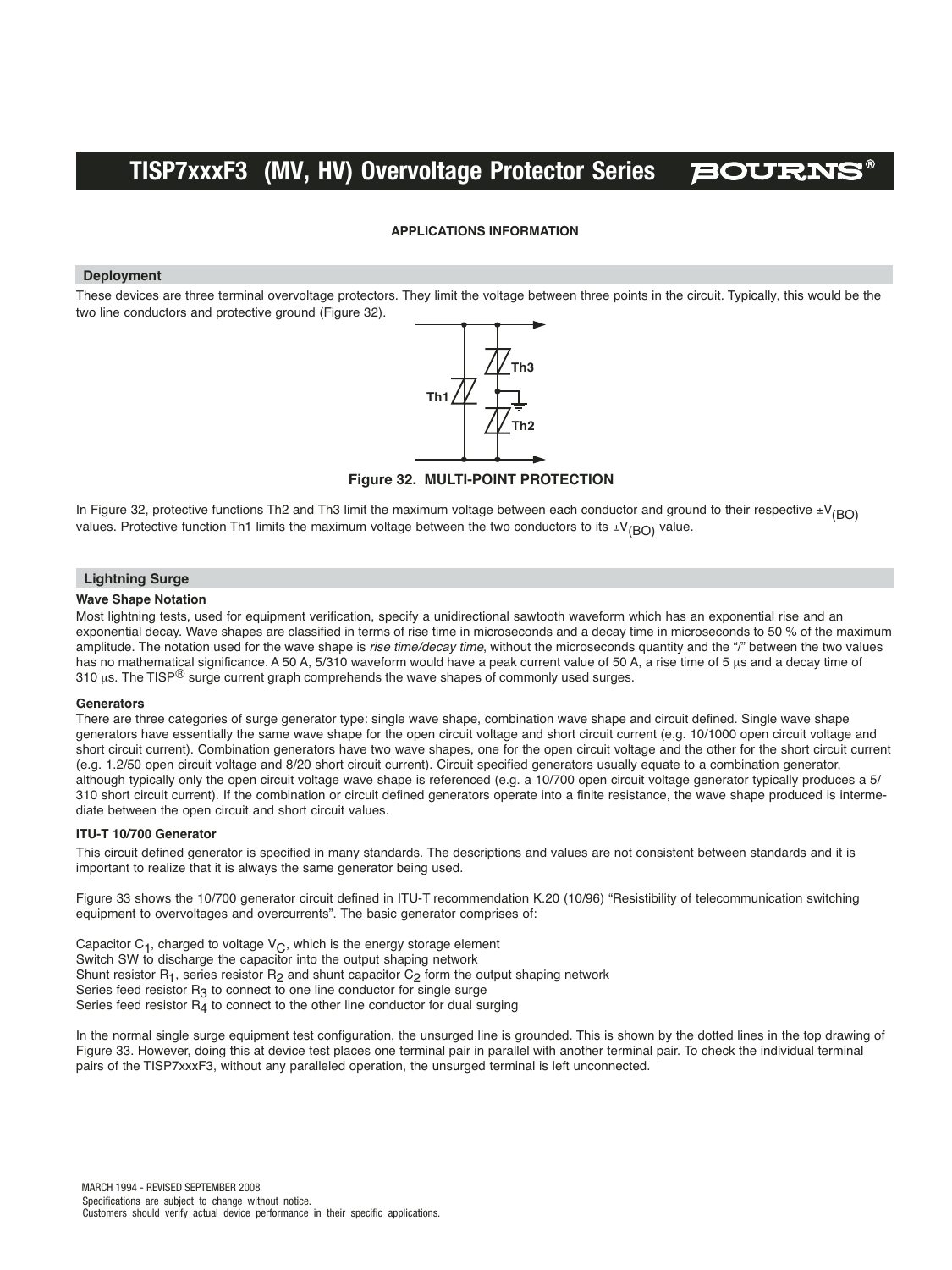## APPLICATIONS INFORMATION

### Deployment

These devices are three terminal overvoltage protectors. They limit the voltage between three points in the circuit. Typically, this would be the two line conductors and protective ground (Figure 32).

**Figure 32. MULTI-POINT PROTECTION**

In Figure 32, protective functions Th2 and Th3 limit the maximum voltage between each conductor and ground to their respective $\pm V_{(BO)}$ values. Protective function Th1 limits the maximum voltage between the two conductors to its $\pm V_{(BO)}$ value.

### Lightning Surge

#### Wave Shape Notation

Most lightning tests, used for equipment verification, specify a unidirectional sawtooth waveform which has an exponential rise and an exponential decay. Wave shapes are classified in terms of rise time in microseconds and a decay time in microseconds to 50 % of the maximum amplitude. The notation used for the wave shape is *rise time/decay time*, without the microseconds quantity and the "/" between the two values has no mathematical significance. A 50 A, 5/310 waveform would have a peak current value of 50 A, a rise time of 5 µs and a decay time of 310 µs. The TISP® surge current graph comprehends the wave shapes of commonly used surges.

#### Generators

There are three categories of surge generator type: single wave shape, combination wave shape and circuit defined. Single wave shape generators have essentially the same wave shape for the open circuit voltage and short circuit current (e.g. 10/1000 open circuit voltage and short circuit current). Combination generators have two wave shapes, one for the open circuit voltage and the other for the short circuit current (e.g. 1.2/50 open circuit voltage and 8/20 short circuit current). Circuit specified generators usually equate to a combination generator, although typically only the open circuit voltage wave shape is referenced (e.g. a 10/700 open circuit voltage generator typically produces a 5/310 short circuit current). If the combination or circuit defined generators operate into a finite resistance, the wave shape produced is intermediate between the open circuit and short circuit values.

#### ITU-T 10/700 Generator

This circuit defined generator is specified in many standards. The descriptions and values are not consistent between standards and it is important to realize that it is always the same generator being used.

Figure 33 shows the 10/700 generator circuit defined in ITU-T recommendation K.20 (10/96) "Resistibility of telecommunication switching equipment to overvoltages and overcurrents". The basic generator comprises of:

Capacitor $C_1$, charged to voltage $V_C$, which is the energy storage element
Switch SW to discharge the capacitor into the output shaping network
Shunt resistor $R_1$, series resistor $R_2$ and shunt capacitor $C_2$ form the output shaping network
Series feed resistor $R_3$ to connect to one line conductor for single surge
Series feed resistor $R_4$ to connect to the other line conductor for dual surging

In the normal single surge equipment test configuration, the unsurged line is grounded. This is shown by the dotted lines in the top drawing of Figure 33. However, doing this at device test places one terminal pair in parallel with another terminal pair. To check the individual terminal pairs of the TISP7xxxF3, without any paralleled operation, the unsurged terminal is left unconnected.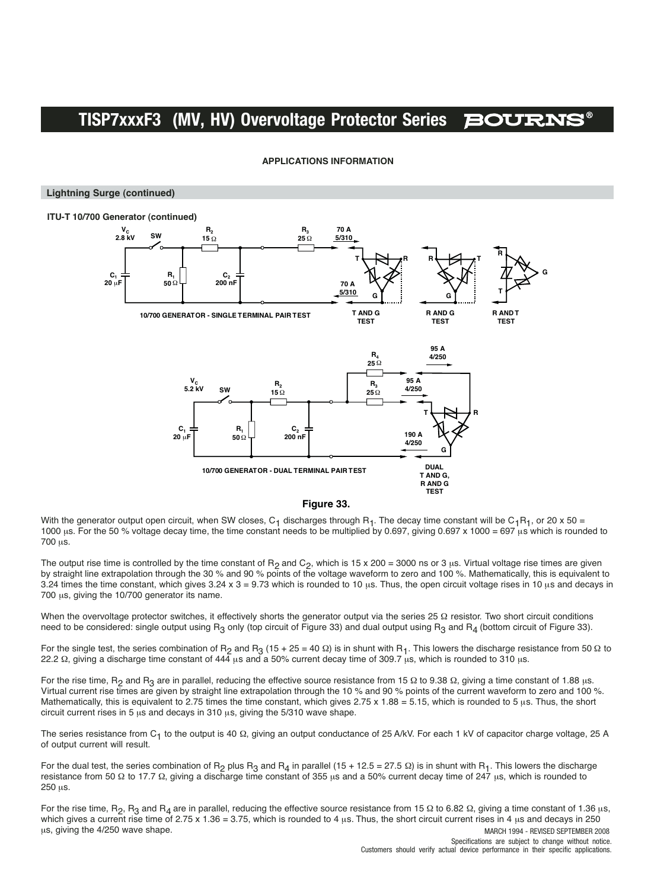## APPLICATIONS INFORMATION

### Lightning Surge (continued)

#### ITU-T 10/700 Generator (continued)

Figure 33.

With the generator output open circuit, when SW closes, $C_1$ discharges through $R_1$. The decay time constant will be $C_1R_1$, or 20 x 50 = 1000 µs. For the 50 % voltage decay time, the time constant needs to be multiplied by 0.697, giving 0.697 x 1000 = 697 µs which is rounded to 700 µs.

The output rise time is controlled by the time constant of $R_2$ and $C_2$, which is 15 x 200 = 3000 ns or 3 µs. Virtual voltage rise times are given by straight line extrapolation through the 30 % and 90 % points of the voltage waveform to zero and 100 %. Mathematically, this is equivalent to 3.24 times the time constant, which gives 3.24 x 3 = 9.73 which is rounded to 10 µs. Thus, the open circuit voltage rises in 10 µs and decays in 700 µs, giving the 10/700 generator its name.

When the overvoltage protector switches, it effectively shorts the generator output via the series 25 Ω resistor. Two short circuit conditions need to be considered: single output using $R_3$ only (top circuit of Figure 33) and dual output using $R_3$ and $R_4$ (bottom circuit of Figure 33).

For the single test, the series combination of $R_2$ and $R_3$ (15 + 25 = 40 Ω) is in shunt with $R_1$. This lowers the discharge resistance from 50 Ω to 22.2 Ω, giving a discharge time constant of 444 µs and a 50% current decay time of 309.7 µs, which is rounded to 310 µs.

For the rise time, $R_2$ and $R_3$ are in parallel, reducing the effective source resistance from 15 Ω to 9.38 Ω, giving a time constant of 1.88 µs. Virtual current rise times are given by straight line extrapolation through the 10 % and 90 % points of the current waveform to zero and 100 %. Mathematically, this is equivalent to 2.75 times the time constant, which gives 2.75 x 1.88 = 5.15, which is rounded to 5 µs. Thus, the short circuit current rises in 5 µs and decays in 310 µs, giving the 5/310 wave shape.

The series resistance from $C_1$ to the output is 40 Ω, giving an output conductance of 25 A/kV. For each 1 kV of capacitor charge voltage, 25 A of output current will result.

For the dual test, the series combination of $R_2$ plus $R_3$ and $R_4$ in parallel (15 + 12.5 = 27.5 Ω) is in shunt with $R_1$. This lowers the discharge resistance from 50 Ω to 17.7 Ω, giving a discharge time constant of 355 µs and a 50% current decay time of 247 µs, which is rounded to 250 µs.

For the rise time, $R_2$, $R_3$ and $R_4$ are in parallel, reducing the effective source resistance from 15 Ω to 6.82 Ω, giving a time constant of 1.36 µs, which gives a current rise time of 2.75 x 1.36 = 3.75, which is rounded to 4 µs. Thus, the short circuit current rises in 4 µs and decays in 250 µs, giving the 4/250 wave shape.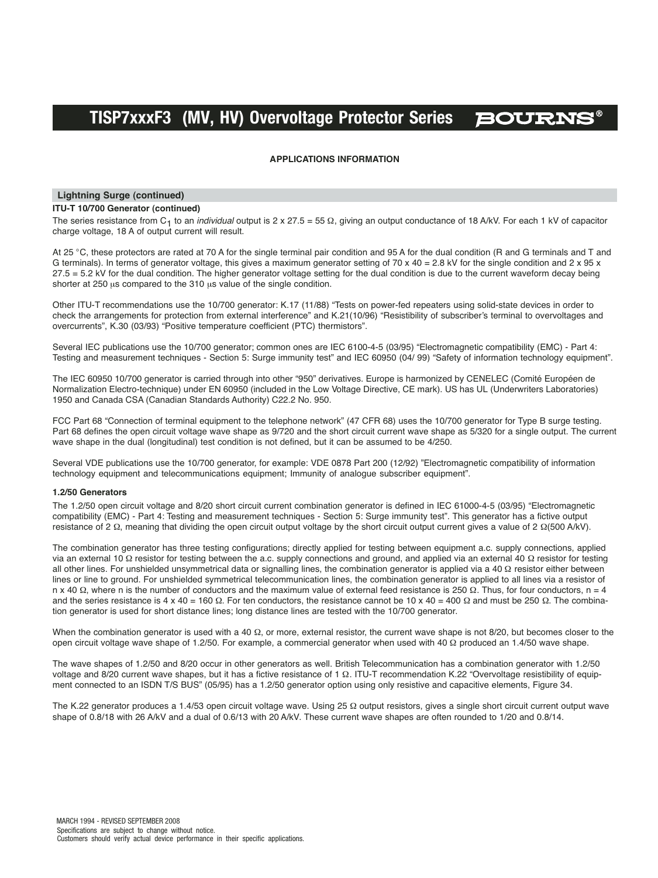## APPLICATIONS INFORMATION

### Lightning Surge (continued)

#### ITU-T 10/700 Generator (continued)

The series resistance from $C_1$ to an *individual* output is 2 x 27.5 = 55 Ω, giving an output conductance of 18 A/kV. For each 1 kV of capacitor charge voltage, 18 A of output current will result.

At 25 °C, these protectors are rated at 70 A for the single terminal pair condition and 95 A for the dual condition (R and G terminals and T and G terminals). In terms of generator voltage, this gives a maximum generator setting of 70 x 40 = 2.8 kV for the single condition and 2 x 95 x 27.5 = 5.2 kV for the dual condition. The higher generator voltage setting for the dual condition is due to the current waveform decay being shorter at 250 µs compared to the 310 µs value of the single condition.

Other ITU-T recommendations use the 10/700 generator: K.17 (11/88) "Tests on power-fed repeaters using solid-state devices in order to check the arrangements for protection from external interference" and K.21(10/96) "Resistibility of subscriber's terminal to overvoltages and overcurrents", K.30 (03/93) "Positive temperature coefficient (PTC) thermistors".

Several IEC publications use the 10/700 generator; common ones are IEC 6100-4-5 (03/95) "Electromagnetic compatibility (EMC) - Part 4: Testing and measurement techniques - Section 5: Surge immunity test" and IEC 60950 (04/ 99) "Safety of information technology equipment".

The IEC 60950 10/700 generator is carried through into other "950" derivatives. Europe is harmonized by CENELEC (Comité Européen de Normalization Electro-technique) under EN 60950 (included in the Low Voltage Directive, CE mark). US has UL (Underwriters Laboratories) 1950 and Canada CSA (Canadian Standards Authority) C22.2 No. 950.

FCC Part 68 "Connection of terminal equipment to the telephone network" (47 CFR 68) uses the 10/700 generator for Type B surge testing. Part 68 defines the open circuit voltage wave shape as 9/720 and the short circuit current wave shape as 5/320 for a single output. The current wave shape in the dual (longitudinal) test condition is not defined, but it can be assumed to be 4/250.

Several VDE publications use the 10/700 generator, for example: VDE 0878 Part 200 (12/92) "Electromagnetic compatibility of information technology equipment and telecommunications equipment; Immunity of analogue subscriber equipment".

#### 1.2/50 Generators

The 1.2/50 open circuit voltage and 8/20 short circuit current combination generator is defined in IEC 61000-4-5 (03/95) "Electromagnetic compatibility (EMC) - Part 4: Testing and measurement techniques - Section 5: Surge immunity test". This generator has a fictive output resistance of 2 Ω, meaning that dividing the open circuit output voltage by the short circuit output current gives a value of 2 Ω(500 A/kV).

The combination generator has three testing configurations; directly applied for testing between equipment a.c. supply connections, applied via an external 10 Ω resistor for testing between the a.c. supply connections and ground, and applied via an external 40 Ω resistor for testing all other lines. For unshielded unsymmetrical data or signalling lines, the combination generator is applied via a 40 Ω resistor either between lines or line to ground. For unshielded symmetrical telecommunication lines, the combination generator is applied to all lines via a resistor of n x 40 Ω, where n is the number of conductors and the maximum value of external feed resistance is 250 Ω. Thus, for four conductors, n = 4 and the series resistance is 4 x 40 = 160 Ω. For ten conductors, the resistance cannot be 10 x 40 = 400 Ω and must be 250 Ω. The combination generator is used for short distance lines; long distance lines are tested with the 10/700 generator.

When the combination generator is used with a 40 Ω, or more, external resistor, the current wave shape is not 8/20, but becomes closer to the open circuit voltage wave shape of 1.2/50. For example, a commercial generator when used with 40 Ω produced an 1.4/50 wave shape.

The wave shapes of 1.2/50 and 8/20 occur in other generators as well. British Telecommunication has a combination generator with 1.2/50 voltage and 8/20 current wave shapes, but it has a fictive resistance of 1 Ω. ITU-T recommendation K.22 "Overvoltage resistibility of equipment connected to an ISDN T/S BUS" (05/95) has a 1.2/50 generator option using only resistive and capacitive elements, Figure 34.

The K.22 generator produces a 1.4/53 open circuit voltage wave. Using 25 Ω output resistors, gives a single short circuit current output wave shape of 0.8/18 with 26 A/kV and a dual of 0.6/13 with 20 A/kV. These current wave shapes are often rounded to 1/20 and 0.8/14.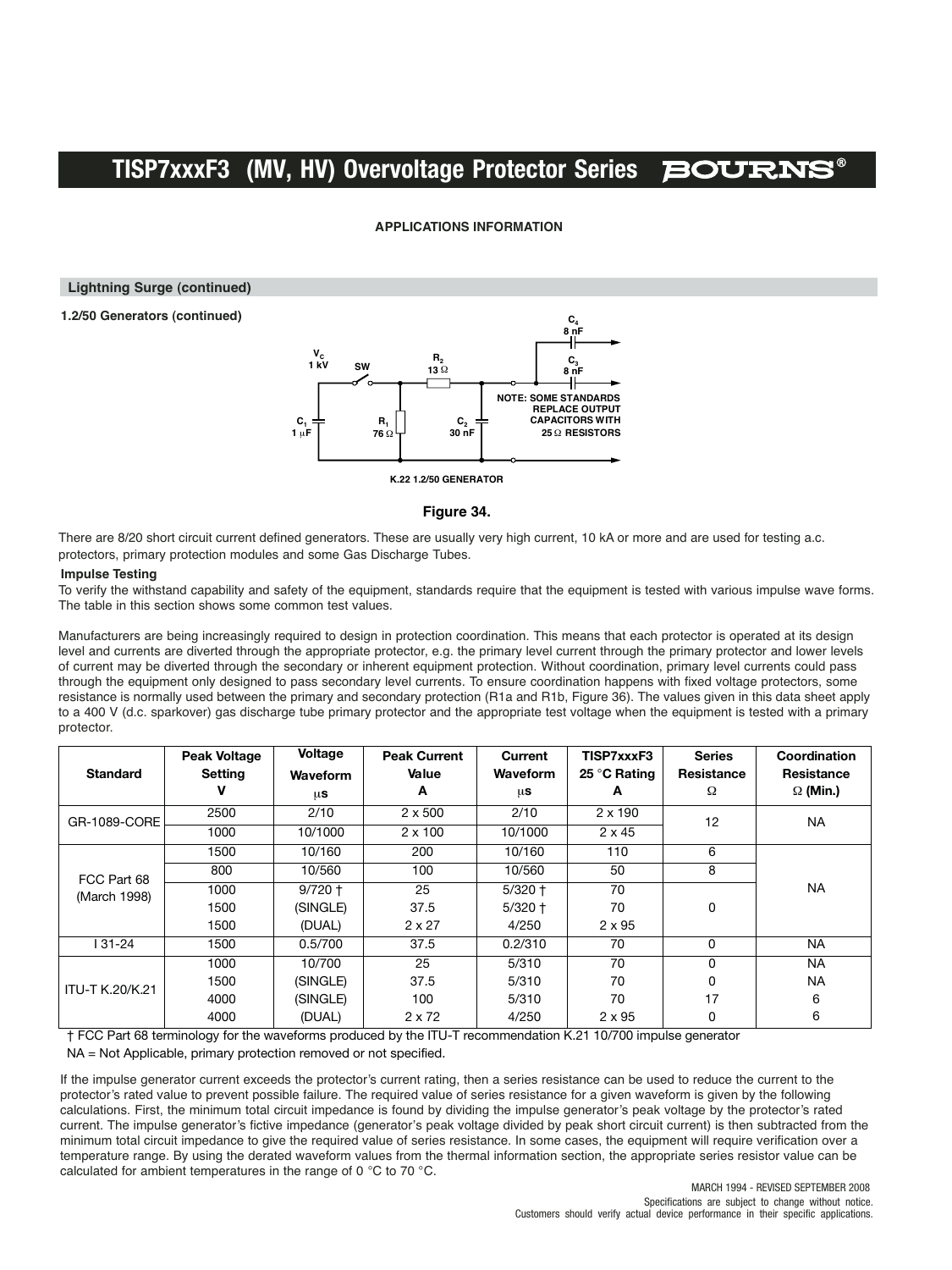## APPLICATIONS INFORMATION

### Lightning Surge (continued)

**1.2/50 Generators (continued)**

$V_C$ 1 kV, SW, $R_2$ 13 Ω, $C_4$ 8 nF, $C_3$ 8 nF, $C_1$ 1 µF, $R_1$ 76 Ω, $C_2$ 30 nF

NOTE: SOME STANDARDS REPLACE OUTPUT CAPACITORS WITH 25 Ω RESISTORS

K.22 1.2/50 GENERATOR

**Figure 34.**

There are 8/20 short circuit current defined generators. These are usually very high current, 10 kA or more and are used for testing a.c. protectors, primary protection modules and some Gas Discharge Tubes.

**Impulse Testing**

To verify the withstand capability and safety of the equipment, standards require that the equipment is tested with various impulse wave forms. The table in this section shows some common test values.

Manufacturers are being increasingly required to design in protection coordination. This means that each protector is operated at its design level and currents are diverted through the appropriate protector, e.g. the primary level current through the primary protector and lower levels of current may be diverted through the secondary or inherent equipment protection. Without coordination, primary level currents could pass through the equipment only designed to pass secondary level currents. To ensure coordination happens with fixed voltage protectors, some resistance is normally used between the primary and secondary protection (R1a and R1b, Figure 36). The values given in this data sheet apply to a 400 V (d.c. sparkover) gas discharge tube primary protector and the appropriate test voltage when the equipment is tested with a primary protector.

| Standard | Peak Voltage Setting V | Voltage Waveform µs | Peak Current Value A | Current Waveform µs | TISP7xxxF3 25 °C Rating A | Series Resistance Ω | Coordination Resistance Ω (Min.) |
|---|---|---|---|---|---|---|---|
| GR-1089-CORE | 2500 | 2/10 | 2 x 500 | 2/10 | 2 x 190 | 12 | NA |
| | 1000 | 10/1000 | 2 x 100 | 10/1000 | 2 x 45 | | |
| FCC Part 68 (March 1998) | 1500 | 10/160 | 200 | 10/160 | 110 | 6 | NA |
| | 800 | 10/560 | 100 | 10/560 | 50 | 8 | |
| | 1000 | 9/720 † | 25 | 5/320 † | 70 | 0 | |
| | 1500 | (SINGLE) | 37.5 | 5/320 † | 70 | | |
| | 1500 | (DUAL) | 2 x 27 | 4/250 | 2 x 95 | | |
| I 31-24 | 1500 | 0.5/700 | 37.5 | 0.2/310 | 70 | 0 | NA |
| ITU-T K.20/K.21 | 1000 | 10/700 | 25 | 5/310 | 70 | 0 | NA |
| | 1500 | (SINGLE) | 37.5 | 5/310 | 70 | 0 | NA |
| | 4000 | (SINGLE) | 100 | 5/310 | 70 | 17 | 6 |
| | 4000 | (DUAL) | 2 x 72 | 4/250 | 2 x 95 | 0 | 6 |

† FCC Part 68 terminology for the waveforms produced by the ITU-T recommendation K.21 10/700 impulse generator

NA = Not Applicable, primary protection removed or not specified.

If the impulse generator current exceeds the protector's current rating, then a series resistance can be used to reduce the current to the protector's rated value to prevent possible failure. The required value of series resistance for a given waveform is given by the following calculations. First, the minimum total circuit impedance is found by dividing the impulse generator's peak voltage by the protector's rated current. The impulse generator's fictive impedance (generator's peak voltage divided by peak short circuit current) is then subtracted from the minimum total circuit impedance to give the required value of series resistance. In some cases, the equipment will require verification over a temperature range. By using the derated waveform values from the thermal information section, the appropriate series resistor value can be calculated for ambient temperatures in the range of 0 °C to 70 °C.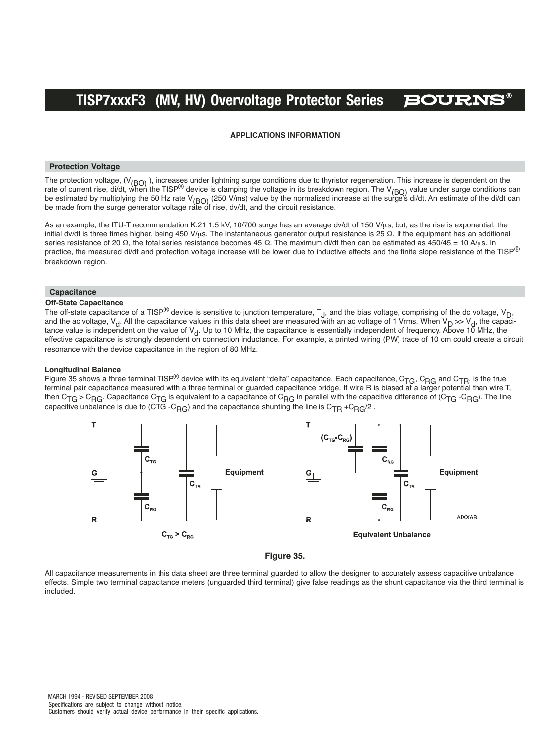## APPLICATIONS INFORMATION

### Protection Voltage

The protection voltage, ($V_{(BO)}$ ), increases under lightning surge conditions due to thyristor regeneration. This increase is dependent on the rate of current rise, di/dt, when the TISP® device is clamping the voltage in its breakdown region. The $V_{(BO)}$ value under surge conditions can be estimated by multiplying the 50 Hz rate $V_{(BO)}$ (250 V/ms) value by the normalized increase at the surge's di/dt. An estimate of the di/dt can be made from the surge generator voltage rate of rise, dv/dt, and the circuit resistance.

As an example, the ITU-T recommendation K.21 1.5 kV, 10/700 surge has an average dv/dt of 150 V/μs, but, as the rise is exponential, the initial dv/dt is three times higher, being 450 V/μs. The instantaneous generator output resistance is 25 Ω. If the equipment has an additional series resistance of 20 Ω, the total series resistance becomes 45 Ω. The maximum di/dt then can be estimated as 450/45 = 10 A/μs. In practice, the measured di/dt and protection voltage increase will be lower due to inductive effects and the finite slope resistance of the TISP® breakdown region.

### Capacitance

**Off-State Capacitance**

The off-state capacitance of a TISP® device is sensitive to junction temperature, $T_J$, and the bias voltage, comprising of the dc voltage, $V_D$, and the ac voltage, $V_d$. All the capacitance values in this data sheet are measured with an ac voltage of 1 Vrms. When $V_D >> V_d$, the capacitance value is independent on the value of $V_d$. Up to 10 MHz, the capacitance is essentially independent of frequency. Above 10 MHz, the effective capacitance is strongly dependent on connection inductance. For example, a printed wiring (PW) trace of 10 cm could create a circuit resonance with the device capacitance in the region of 80 MHz.

**Longitudinal Balance**

Figure 35 shows a three terminal TISP® device with its equivalent "delta" capacitance. Each capacitance, $C_{TG}$, $C_{RG}$ and $C_{TR}$, is the true terminal pair capacitance measured with a three terminal or guarded capacitance bridge. If wire R is biased at a larger potential than wire T, then $C_{TG} > C_{RG}$. Capacitance $C_{TG}$ is equivalent to a capacitance of $C_{RG}$ in parallel with the capacitive difference of ($C_{TG}$ -$C_{RG}$). The line capacitive unbalance is due to ($C_{TG}$ -$C_{RG}$) and the capacitance shunting the line is $C_{TR}$ +$C_{RG}$/2 .

$C_{TG} > C_{RG}$ Equivalent Unbalance

**Figure 35.**

All capacitance measurements in this data sheet are three terminal guarded to allow the designer to accurately assess capacitive unbalance effects. Simple two terminal capacitance meters (unguarded third terminal) give false readings as the shunt capacitance via the third terminal is included.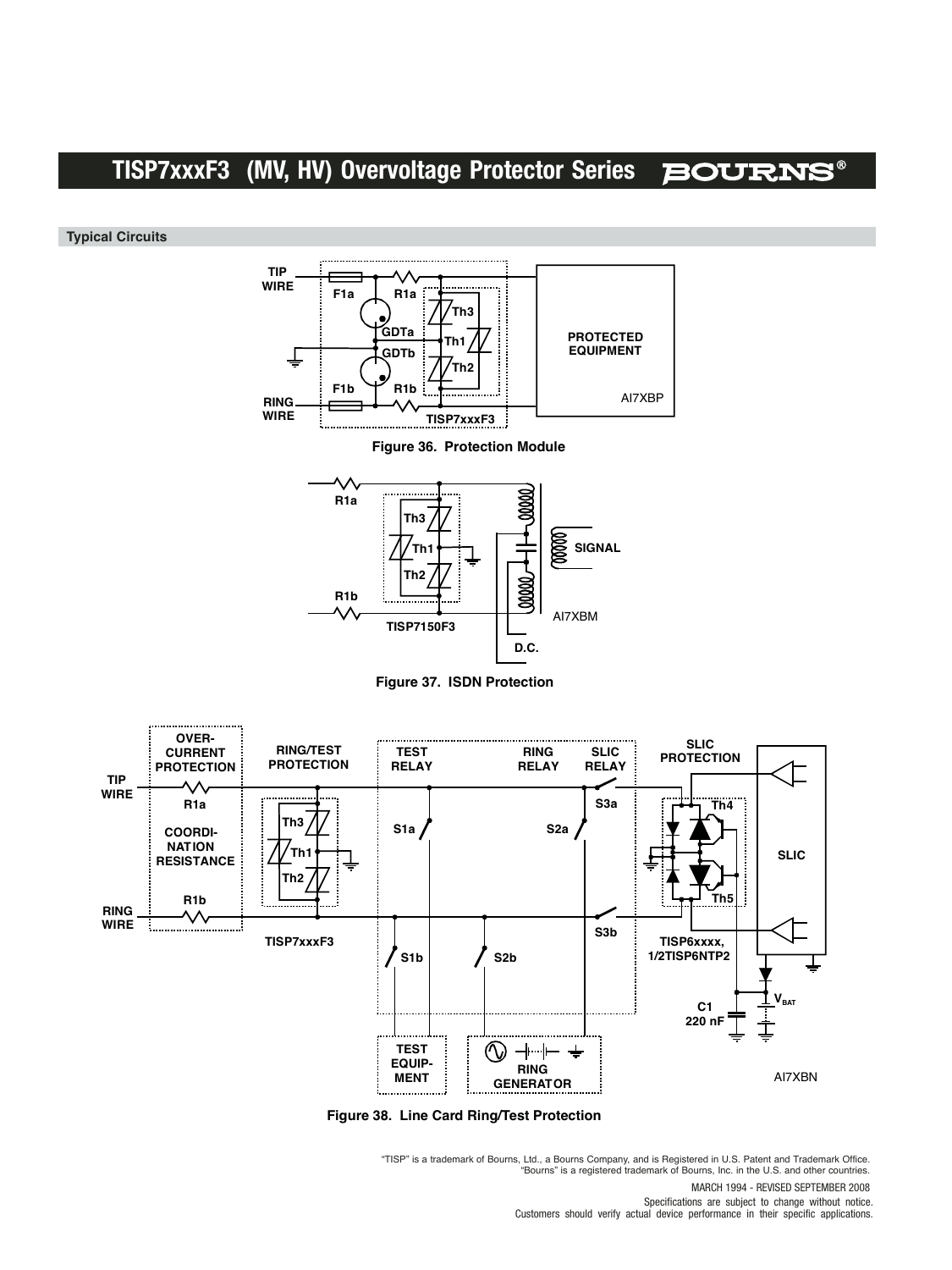## Typical Circuits

TIP WIRE

F1a

R1a

Th3

GDTa

Th1

GDTb

Th2

PROTECTED EQUIPMENT

F1b

R1b

RING WIRE

TISP7xxxF3

AI7XBP

Figure 36. Protection Module

R1a

Th3

Th1

Th2

SIGNAL

R1b

TISP7150F3

AI7XBM

D.C.

Figure 37. ISDN Protection

OVER-CURRENT PROTECTION

RING/TEST PROTECTION

TEST RELAY

RING RELAY

SLIC RELAY

SLIC PROTECTION

TIP WIRE

R1a

S3a

Th4

COORDI-NATION RESISTANCE

Th3

S1a

S2a

Th1

SLIC

Th2

R1b

Th5

RING WIRE

S3b

TISP7xxxF3

S1b

S2b

TISP6xxxx, 1/2TISP6NTP2

$V_{BAT}$

C1 220 nF

TEST EQUIP-MENT

RING GENERATOR

AI7XBN

Figure 38. Line Card Ring/Test Protection

"TISP" is a trademark of Bourns, Ltd., a Bourns Company, and is Registered in U.S. Patent and Trademark Office.
"Bourns" is a registered trademark of Bourns, Inc. in the U.S. and other countries.